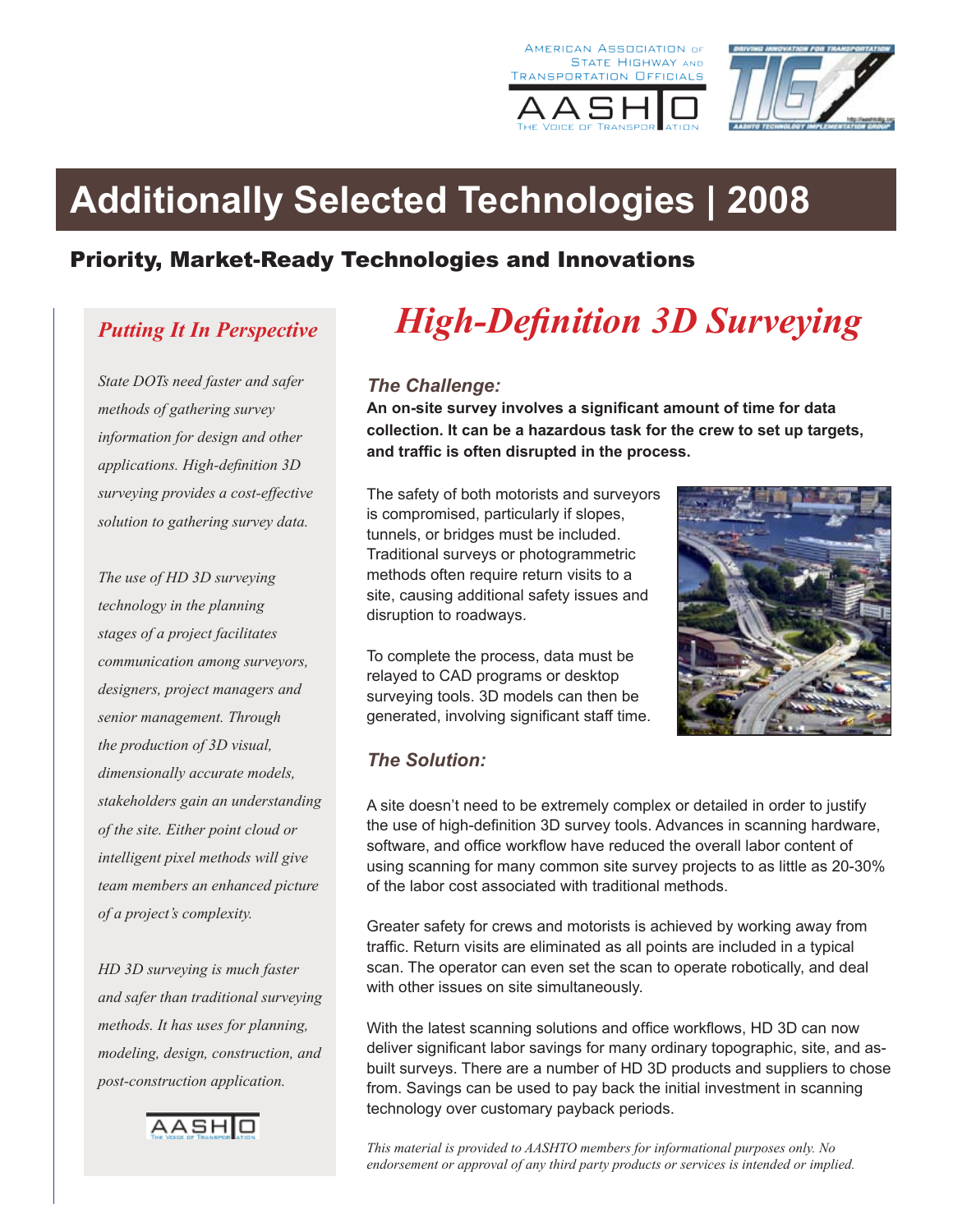American Association of State Highway and Transportation Officials

# Additionally Selected Technologies | 2008

## Priority, Market-Ready Technologies and Innovations

### *Putting It In Perspective*

*State DOTs need faster and safer methods of gathering survey information for design and other applications. High-definition 3D surveying provides a cost-effective solution to gathering survey data.*

*The use of HD 3D surveying technology in the planning stages of a project facilitates communication among surveyors, designers, project managers and senior management. Through the production of 3D visual, dimensionally accurate models, stakeholders gain an understanding of the site. Either point cloud or intelligent pixel methods will give team members an enhanced picture of a project's complexity.*

*HD 3D surveying is much faster and safer than traditional surveying methods. It has uses for planning, modeling, design, construction, and post-construction application.*

# *High-Definition 3D Surveying*

### *The Challenge:*

**An on-site survey involves a significant amount of time for data collection. It can be a hazardous task for the crew to set up targets, and traffic is often disrupted in the process.**

The safety of both motorists and surveyors is compromised, particularly if slopes, tunnels, or bridges must be included. Traditional surveys or photogrammetric methods often require return visits to a site, causing additional safety issues and disruption to roadways.

To complete the process, data must be relayed to CAD programs or desktop surveying tools. 3D models can then be generated, involving significant staff time.

### *The Solution:*

A site doesn't need to be extremely complex or detailed in order to justify the use of high-definition 3D survey tools. Advances in scanning hardware, software, and office workflow have reduced the overall labor content of using scanning for many common site survey projects to as little as 20-30% of the labor cost associated with traditional methods.

Greater safety for crews and motorists is achieved by working away from traffic. Return visits are eliminated as all points are included in a typical scan. The operator can even set the scan to operate robotically, and deal with other issues on site simultaneously.

With the latest scanning solutions and office workflows, HD 3D can now deliver significant labor savings for many ordinary topographic, site, and as-built surveys. There are a number of HD 3D products and suppliers to chose from. Savings can be used to pay back the initial investment in scanning technology over customary payback periods.

*This material is provided to AASHTO members for informational purposes only. No endorsement or approval of any third party products or services is intended or implied.*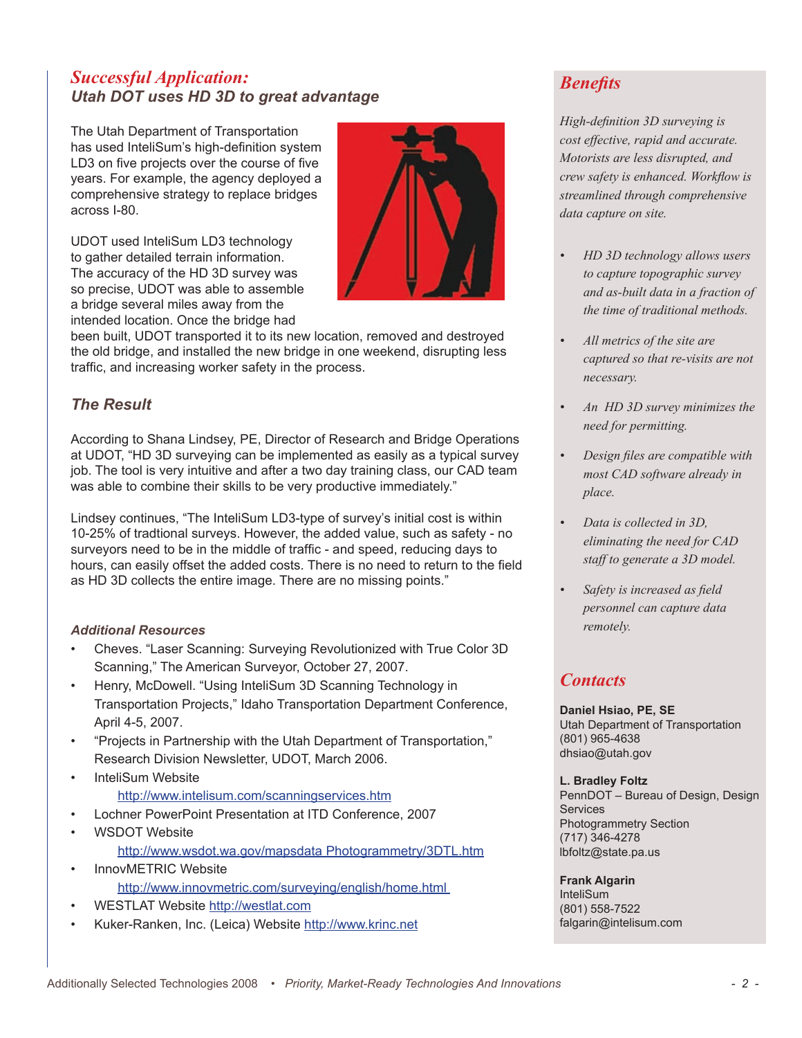## *Successful Application:*
### *Utah DOT uses HD 3D to great advantage*

The Utah Department of Transportation has used InteliSum's high-definition system LD3 on five projects over the course of five years. For example, the agency deployed a comprehensive strategy to replace bridges across I-80.

UDOT used InteliSum LD3 technology to gather detailed terrain information. The accuracy of the HD 3D survey was so precise, UDOT was able to assemble a bridge several miles away from the intended location. Once the bridge had been built, UDOT transported it to its new location, removed and destroyed the old bridge, and installed the new bridge in one weekend, disrupting less traffic, and increasing worker safety in the process.

### *The Result*

According to Shana Lindsey, PE, Director of Research and Bridge Operations at UDOT, "HD 3D surveying can be implemented as easily as a typical survey job. The tool is very intuitive and after a two day training class, our CAD team was able to combine their skills to be very productive immediately."

Lindsey continues, "The InteliSum LD3-type of survey's initial cost is within 10-25% of tradtional surveys. However, the added value, such as safety - no surveyors need to be in the middle of traffic - and speed, reducing days to hours, can easily offset the added costs. There is no need to return to the field as HD 3D collects the entire image. There are no missing points."

#### *Additional Resources*

- Cheves. "Laser Scanning: Surveying Revolutionized with True Color 3D Scanning," The American Surveyor, October 27, 2007.
- Henry, McDowell. "Using InteliSum 3D Scanning Technology in Transportation Projects," Idaho Transportation Department Conference, April 4-5, 2007.
- "Projects in Partnership with the Utah Department of Transportation," Research Division Newsletter, UDOT, March 2006.
- InteliSum Website
  http://www.intelisum.com/scanningservices.htm
- Lochner PowerPoint Presentation at ITD Conference, 2007
- WSDOT Website
  http://www.wsdot.wa.gov/mapsdata Photogrammetry/3DTL.htm
- InnovMETRIC Website
  http://www.innovmetric.com/surveying/english/home.html
- WESTLAT Website http://westlat.com
- Kuker-Ranken, Inc. (Leica) Website http://www.krinc.net

## *Benefits*

*High-definition 3D surveying is cost effective, rapid and accurate. Motorists are less disrupted, and crew safety is enhanced. Workflow is streamlined through comprehensive data capture on site.*

- *HD 3D technology allows users to capture topographic survey and as-built data in a fraction of the time of traditional methods.*
- *All metrics of the site are captured so that re-visits are not necessary.*
- *An HD 3D survey minimizes the need for permitting.*
- *Design files are compatible with most CAD software already in place.*
- *Data is collected in 3D, eliminating the need for CAD staff to generate a 3D model.*
- *Safety is increased as field personnel can capture data remotely.*

## *Contacts*

**Daniel Hsiao, PE, SE**
Utah Department of Transportation
(801) 965-4638
dhsiao@utah.gov

**L. Bradley Foltz**
PennDOT – Bureau of Design, Design Services
Photogrammetry Section
(717) 346-4278
lbfoltz@state.pa.us

**Frank Algarin**
InteliSum
(801) 558-7522
falgarin@intelisum.com